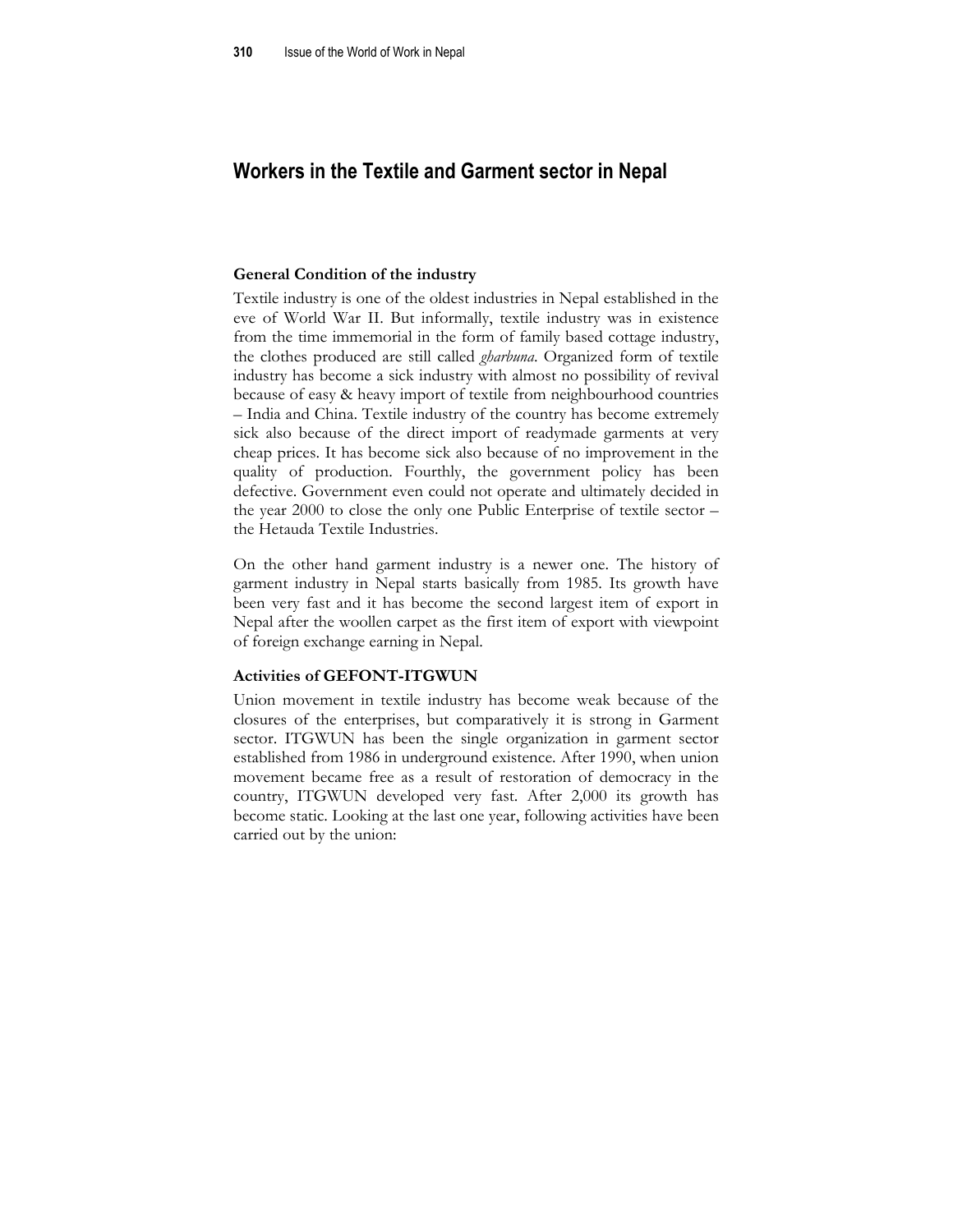# Workers in the Textile and Garment sector in Nepal

### General Condition of the industry

Textile industry is one of the oldest industries in Nepal established in the eve of World War II. But informally, textile industry was in existence from the time immemorial in the form of family based cottage industry, the clothes produced are still called *gharbuna*. Organized form of textile industry has become a sick industry with almost no possibility of revival because of easy & heavy import of textile from neighbourhood countries – India and China. Textile industry of the country has become extremely sick also because of the direct import of readymade garments at very cheap prices. It has become sick also because of no improvement in the quality of production. Fourthly, the government policy has been defective. Government even could not operate and ultimately decided in the year 2000 to close the only one Public Enterprise of textile sector – the Hetauda Textile Industries.

On the other hand garment industry is a newer one. The history of garment industry in Nepal starts basically from 1985. Its growth have been very fast and it has become the second largest item of export in Nepal after the woollen carpet as the first item of export with viewpoint of foreign exchange earning in Nepal.

### Activities of GEFONT-ITGWUN

Union movement in textile industry has become weak because of the closures of the enterprises, but comparatively it is strong in Garment sector. ITGWUN has been the single organization in garment sector established from 1986 in underground existence. After 1990, when union movement became free as a result of restoration of democracy in the country, ITGWUN developed very fast. After 2,000 its growth has become static. Looking at the last one year, following activities have been carried out by the union: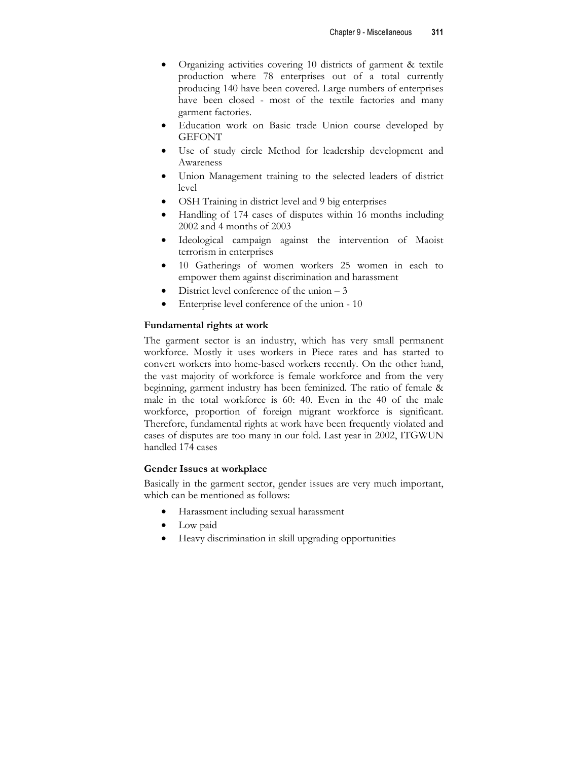- Organizing activities covering 10 districts of garment & textile production where 78 enterprises out of a total currently producing 140 have been covered. Large numbers of enterprises have been closed - most of the textile factories and many garment factories.
- Education work on Basic trade Union course developed by GEFONT
- Use of study circle Method for leadership development and Awareness
- Union Management training to the selected leaders of district level
- OSH Training in district level and 9 big enterprises
- Handling of 174 cases of disputes within 16 months including 2002 and 4 months of 2003
- Ideological campaign against the intervention of Maoist terrorism in enterprises
- 10 Gatherings of women workers 25 women in each to empower them against discrimination and harassment
- District level conference of the union – 3
- Enterprise level conference of the union - 10

### Fundamental rights at work

The garment sector is an industry, which has very small permanent workforce. Mostly it uses workers in Piece rates and has started to convert workers into home-based workers recently. On the other hand, the vast majority of workforce is female workforce and from the very beginning, garment industry has been feminized. The ratio of female & male in the total workforce is 60: 40. Even in the 40 of the male workforce, proportion of foreign migrant workforce is significant. Therefore, fundamental rights at work have been frequently violated and cases of disputes are too many in our fold. Last year in 2002, ITGWUN handled 174 cases

### Gender Issues at workplace

Basically in the garment sector, gender issues are very much important, which can be mentioned as follows:

- Harassment including sexual harassment
- Low paid
- Heavy discrimination in skill upgrading opportunities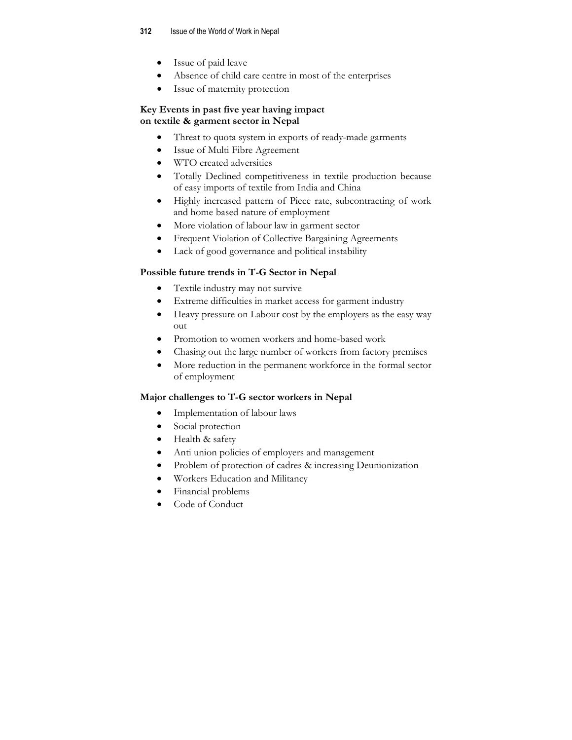- Issue of paid leave
- Absence of child care centre in most of the enterprises
- Issue of maternity protection

**Key Events in past five year having impact on textile & garment sector in Nepal**

- Threat to quota system in exports of ready-made garments
- Issue of Multi Fibre Agreement
- WTO created adversities
- Totally Declined competitiveness in textile production because of easy imports of textile from India and China
- Highly increased pattern of Piece rate, subcontracting of work and home based nature of employment
- More violation of labour law in garment sector
- Frequent Violation of Collective Bargaining Agreements
- Lack of good governance and political instability

**Possible future trends in T-G Sector in Nepal**

- Textile industry may not survive
- Extreme difficulties in market access for garment industry
- Heavy pressure on Labour cost by the employers as the easy way out
- Promotion to women workers and home-based work
- Chasing out the large number of workers from factory premises
- More reduction in the permanent workforce in the formal sector of employment

**Major challenges to T-G sector workers in Nepal**

- Implementation of labour laws
- Social protection
- Health & safety
- Anti union policies of employers and management
- Problem of protection of cadres & increasing Deunionization
- Workers Education and Militancy
- Financial problems
- Code of Conduct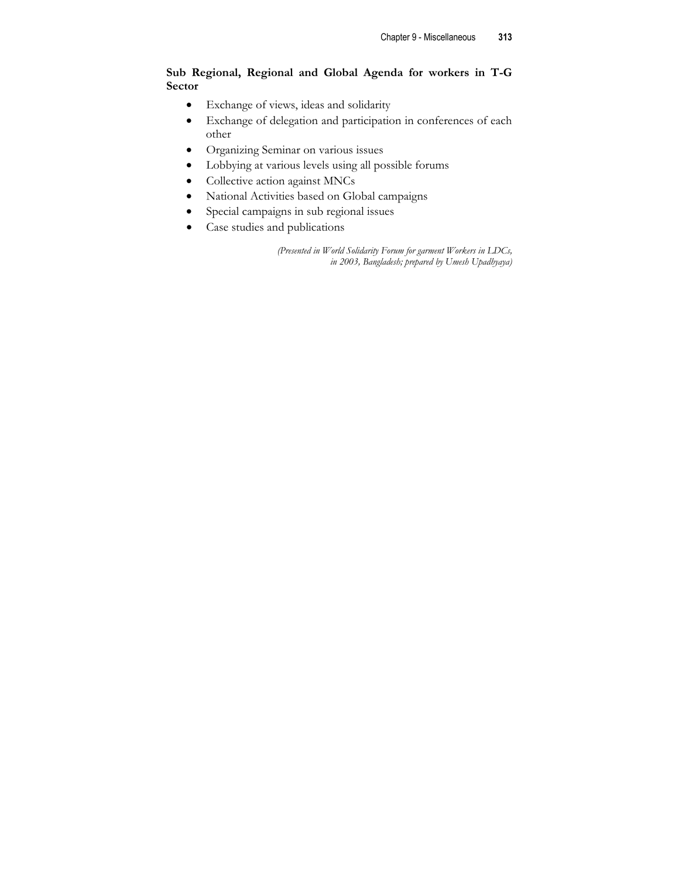**Sub Regional, Regional and Global Agenda for workers in T-G Sector**

- Exchange of views, ideas and solidarity
- Exchange of delegation and participation in conferences of each other
- Organizing Seminar on various issues
- Lobbying at various levels using all possible forums
- Collective action against MNCs
- National Activities based on Global campaigns
- Special campaigns in sub regional issues
- Case studies and publications

*(Presented in World Solidarity Forum for garment Workers in LDCs, in 2003, Bangladesh; prepared by Umesh Upadhyaya)*